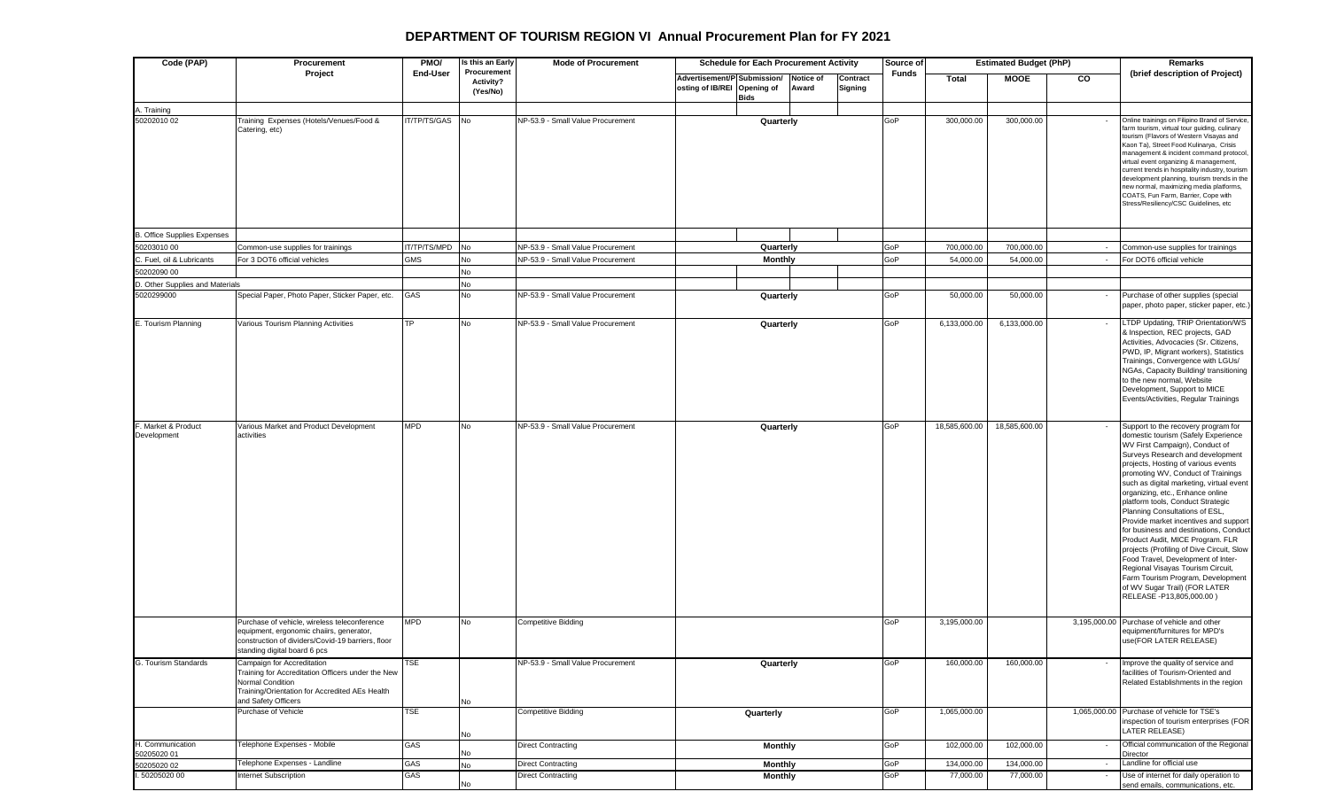# DEPARTMENT OF TOURISM REGION VI Annual Procurement Plan for FY 2021

| Code (PAP) | Procurement Project | PMO/ End-User | Is this an Early Procurement Activity? (Yes/No) | Mode of Procurement | Schedule for Each Procurement Activity | | | | Source of Funds | Estimated Budget (PhP) | | | Remarks (brief description of Project) |
|---|---|---|---|---|---|---|---|---|---|---|---|---|---|
| | | | | | Advertisement/Posting of IB/REI | Submission/ Opening of Bids | Notice of Award | Contract Signing | | Total | MOOE | CO | |
| A. Training | | | | | | | | | | | | | |
| 50202010 02 | Training Expenses (Hotels/Venues/Food & Catering, etc) | IT/TP/TS/GAS | No | NP-53.9 - Small Value Procurement | Quarterly | | | | GoP | 300,000.00 | 300,000.00 | - | Online trainings on Filipino Brand of Service, farm tourism, virtual tour guiding, culinary tourism (Flavors of Western Visayas and Kaon Ta), Street Food Kulinarya, Crisis management & incident command protocol, virtual event organizing & management, current trends in hospitality industry, tourism development planning, tourism trends in the new normal, maximizing media platforms, COATS, Fun Farm, Barrier, Cope with Stress/Resiliency/CSC Guidelines, etc |
| B. Office Supplies Expenses | | | | | | | | | | | | | |
| 50203010 00 | Common-use supplies for trainings | IT/TP/TS/MPD | No | NP-53.9 - Small Value Procurement | Quarterly | | | | GoP | 700,000.00 | 700,000.00 | - | Common-use supplies for trainings |
| C. Fuel, oil & Lubricants | For 3 DOT6 official vehicles | GMS | No | NP-53.9 - Small Value Procurement | Monthly | | | | GoP | 54,000.00 | 54,000.00 | - | For DOT6 official vehicle |
| 50202090 00 | | | No | | | | | | | | | | |
| D. Other Supplies and Materials | | | No | | | | | | | | | | |
| 5020299000 | Special Paper, Photo Paper, Sticker Paper, etc. | GAS | No | NP-53.9 - Small Value Procurement | Quarterly | | | | GoP | 50,000.00 | 50,000.00 | - | Purchase of other supplies (special paper, photo paper, sticker paper, etc.) |
| E. Tourism Planning | Various Tourism Planning Activities | TP | No | NP-53.9 - Small Value Procurement | Quarterly | | | | GoP | 6,133,000.00 | 6,133,000.00 | - | LTDP Updating, TRIP Orientation/WS & Inspection, REC projects, GAD Activities, Advocacies (Sr. Citizens, PWD, IP, Migrant workers), Statistics Trainings, Convergence with LGUs/ NGAs, Capacity Building/ transitioning to the new normal, Website Development, Support to MICE Events/Activities, Regular Trainings |
| F. Market & Product Development | Various Market and Product Development activities | MPD | No | NP-53.9 - Small Value Procurement | Quarterly | | | | GoP | 18,585,600.00 | 18,585,600.00 | - | Support to the recovery program for domestic tourism (Safely Experience WV First Campaign), Conduct of Surveys Research and development projects, Hosting of various events promoting WV, Conduct of Trainings such as digital marketing, virtual event organizing, etc., Enhance online platform tools, Conduct Strategic Planning Consultations of ESL, Provide market incentives and support for business and destinations, Conduct Product Audit, MICE Program. FLR projects (Profiling of Dive Circuit, Slow Food Travel, Development of Inter-Regional Visayas Tourism Circuit, Farm Tourism Program, Development of WV Sugar Trail) (FOR LATER RELEASE -P13,805,000.00 ) |
| | Purchase of vehicle, wireless teleconference equipment, ergonomic chaiirs, generator, construction of dividers/Covid-19 barriers, floor standing digital board 6 pcs | MPD | No | Competitive Bidding | | | | | GoP | 3,195,000.00 | | 3,195,000.00 | Purchase of vehicle and other equipment/furnitures for MPD's use(FOR LATER RELEASE) |
| G. Tourism Standards | Campaign for Accreditation Training for Accreditation Officers under the New Normal Condition Training/Orientation for Accredited AEs Health and Safety Officers | TSE | No | NP-53.9 - Small Value Procurement | Quarterly | | | | GoP | 160,000.00 | 160,000.00 | - | Improve the quality of service and facilities of Tourism-Oriented and Related Establishments in the region |
| | Purchase of Vehicle | TSE | No | Competitive Bidding | Quarterly | | | | GoP | 1,065,000.00 | | 1,065,000.00 | Purchase of vehicle for TSE's inspection of tourism enterprises (FOR LATER RELEASE) |
| H. Communication 50205020 01 | Telephone Expenses - Mobile | GAS | No | Direct Contracting | Monthly | | | | GoP | 102,000.00 | 102,000.00 | - | Official communication of the Regional Director |
| 50205020 02 | Telephone Expenses - Landline | GAS | No | Direct Contracting | Monthly | | | | GoP | 134,000.00 | 134,000.00 | - | Landline for official use |
| I. 50205020 00 | Internet Subscription | GAS | No | Direct Contracting | Monthly | | | | GoP | 77,000.00 | 77,000.00 | - | Use of internet for daily operation to send emails, communications, etc. |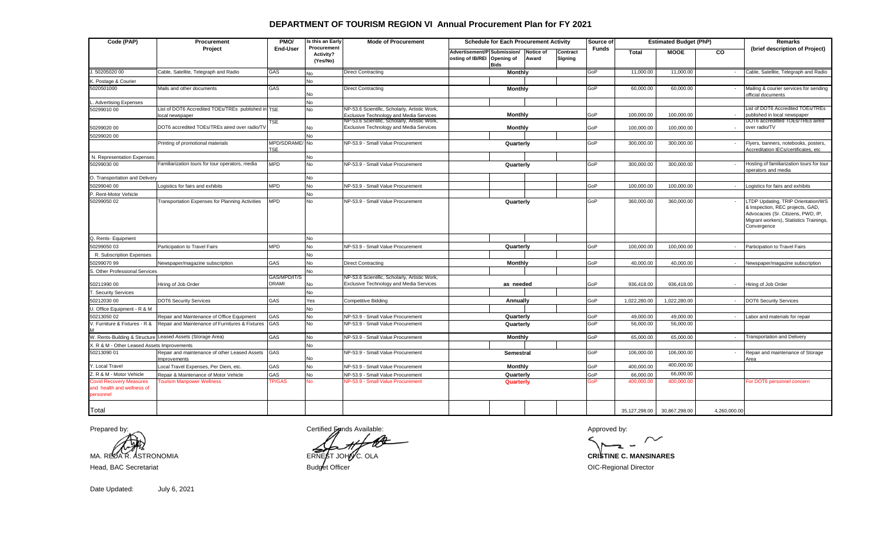# DEPARTMENT OF TOURISM REGION VI Annual Procurement Plan for FY 2021

| Code (PAP) | Procurement Project | PMO/ End-User | Is this an Early Procurement Activity? (Yes/No) | Mode of Procurement | Schedule for Each Procurement Activity | | | | Source of Funds | Estimated Budget (PhP) | | | Remarks (brief description of Project) |
|---|---|---|---|---|---|---|---|---|---|---|---|---|---|
| | | | | | Advertisement/Posting of IB/REI | Submission/ Opening of Bids | Notice of Award | Contract Signing | | Total | MOOE | CO | |
| J. 50205020 00 | Cable, Satellite, Telegraph and Radio | GAS | No | Direct Contracting | Monthly | | | | GoP | 11,000.00 | 11,000.00 | - | Cable, Satellite, Telegraph and Radio |
| K. Postage & Courier | | | No | | | | | | | | | | |
| 5020501000 | Mails and other documents | GAS | No | Direct Contracting | Monthly | | | | GoP | 60,000.00 | 60,000.00 | - | Mailing & courier services for sending official documents |
| L. Advertising Expenses | | | No | | | | | | | | | | |
| 50299010 00 | List of DOT6 Accredited TOEs/TREs published in local newspaper | TSE | No | NP-53.6 Scientific, Scholarly, Artistic Work, Exclusive Technology and Media Services | Monthly | | | | GoP | 100,000.00 | 100,000.00 | - | List of DOT6 Accredited TOEs/TREs published in local newspaper |
| 50299020 00 | DOT6 accredited TOEs/TREs aired over radio/TV | TSE | No | NP-53.6 Scientific, Scholarly, Artistic Work, Exclusive Technology and Media Services | Monthly | | | | GoP | 100,000.00 | 100,000.00 | - | DOT6 accredited TOEs/TREs aired over radio/TV |
| 50299020 00 | | | No | | | | | | | | | | |
| | Printing of promotional materials | MPD/SDRAME/ TSE | No | NP-53.9 - Small Value Procurement | Quarterly | | | | GoP | 300,000.00 | 300,000.00 | - | Flyers, banners, notebooks, posters, Accreditation IECs/certificates, etc |
| N. Representation Expenses | | | No | | | | | | | | | | |
| 50299030 00 | Familiarization tours for tour operators, media | MPD | No | NP-53.9 - Small Value Procurement | Quarterly | | | | GoP | 300,000.00 | 300,000.00 | - | Hosting of familiarization tours for tour operators and media |
| O. Transportation and Delivery | | | No | | | | | | | | | | |
| 50299040 00 | Logistics for fairs and exhibits | MPD | No | NP-53.9 - Small Value Procurement | | | | | GoP | 100,000.00 | 100,000.00 | - | Logistics for fairs and exhibits |
| P. Rent-Motor Vehicle | | | No | | | | | | | | | | |
| 50299050 02 | Transportation Expenses for Planning Activities | MPD | No | NP-53.9 - Small Value Procurement | Quarterly | | | | GoP | 360,000.00 | 360,000.00 | - | LTDP Updating, TRIP Orientation/WS & Inspection, REC projects, GAD, Advocacies (Sr. Citizens, PWD, IP, Migrant workers), Statistics Trainings, Convergence |
| Q. Rents- Equipment | | | No | | | | | | | | | | |
| 50299050 03 | Participation to Travel Fairs | MPD | No | NP-53.9 - Small Value Procurement | Quarterly | | | | GoP | 100,000.00 | 100,000.00 | - | Participation to Travel Fairs |
| R. Subscription Expenses | | | No | | | | | | | | | | |
| 50299070 99 | Newspaper/magazine subscription | GAS | No | Direct Contracting | Monthly | | | | GoP | 40,000.00 | 40,000.00 | - | Newspaper/magazine subscription |
| S. Other Professional Services | | | No | | | | | | | | | | |
| 50211990 00 | Hiring of Job Order | GAS/MPD/IT/S DRAMI | No | NP-53.6 Scientific, Scholarly, Artistic Work, Exclusive Technology and Media Services | as needed | | | | GoP | 936,418.00 | 936,418.00 | - | Hiring of Job Order |
| T. Security Services | | | No | | | | | | | | | | |
| 50212030 00 | DOT6 Security Services | GAS | Yes | Competitive Bidding | Annually | | | | GoP | 1,022,280.00 | 1,022,280.00 | - | DOT6 Security Services |
| U. Office Equipment - R & M | | | No | | | | | | | | | | |
| 50213050 02 | Repair and Maintenance of Office Equipment | GAS | No | NP-53.9 - Small Value Procurement | Quarterly | | | | GoP | 49,000.00 | 49,000.00 | - | Labor and materials for repair |
| V. Furniture & Fixtures - R & M | Repair and Maintenance of Furnitures & Fixtures | GAS | No | NP-53.9 - Small Value Procurement | Quarterly | | | | GoP | 56,000.00 | 56,000.00 | | |
| W. Rents-Building & Structure | Leased Assets (Storage Area) | GAS | No | NP-53.9 - Small Value Procurement | Monthly | | | | GoP | 65,000.00 | 65,000.00 | - | Transportation and Delivery |
| X. R & M - Other Leased Assets Improvements | | | No | | | | | | | | | | |
| 50213090 01 | Repair and maintenance of other Leased Assets Improvements | GAS | No | NP-53.9 - Small Value Procurement | Semestral | | | | GoP | 106,000.00 | 106,000.00 | - | Repair and maintenance of Storage Area |
| Y. Local Travel | Local Travel Expenses, Per Diem, etc. | GAS | No | NP-53.9 - Small Value Procurement | Monthly | | | | GoP | 400,000.00 | 400,000.00 | | |
| Z. R & M - Motor Vehicle | Repair & Maintenance of Motor Vehicle | GAS | No | NP-53.9 - Small Value Procurement | Quarterly | | | | GoP | 66,000.00 | 66,000.00 | | |
| Covid Recovery Measures and health and wellness of personnel | Tourism Manpower Wellness | TP/GAS | No | NP-53.9 - Small Value Procurement | Quarterly | | | | GoP | 400,000.00 | 400,000.00 | | For DOT6 personnel concern |
| Total | | | | | | | | | | 35,127,298.00 | 30,867,298.00 | 4,260,000.00 | |

Prepared by:

MA. REDA R. ASTRONOMIA
Head, BAC Secretariat

Certified Funds Available:

ERNEST JOHN C. OLA
Budget Officer

Approved by:

**CRISTINE C. MANSINARES**
OIC-Regional Director

Date Updated: July 6, 2021